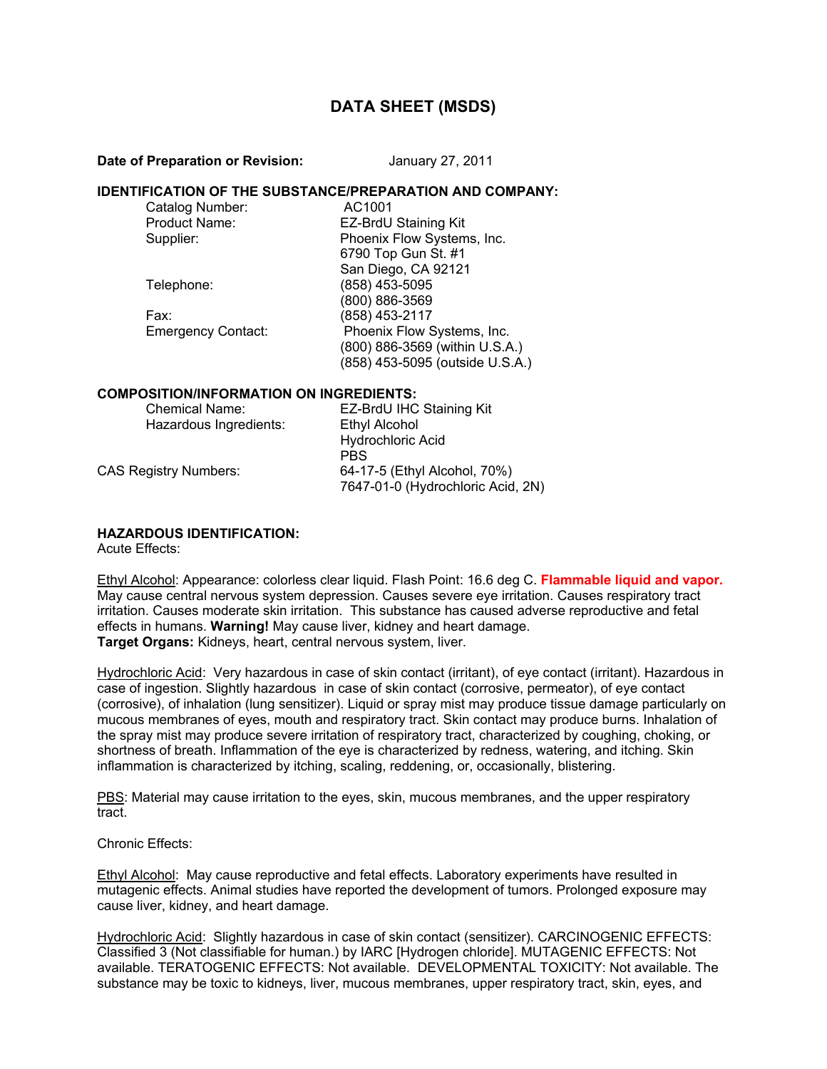# DATA SHEET (MSDS)

**Date of Preparation or Revision:** January 27, 2011

## IDENTIFICATION OF THE SUBSTANCE/PREPARATION AND COMPANY:

| | |
|---|---|
| Catalog Number: | AC1001 |
| Product Name: | EZ-BrdU Staining Kit |
| Supplier: | Phoenix Flow Systems, Inc.<br>6790 Top Gun St. #1<br>San Diego, CA 92121 |
| Telephone: | (858) 453-5095<br>(800) 886-3569 |
| Fax: | (858) 453-2117 |
| Emergency Contact: | Phoenix Flow Systems, Inc.<br>(800) 886-3569 (within U.S.A.)<br>(858) 453-5095 (outside U.S.A.) |

## COMPOSITION/INFORMATION ON INGREDIENTS:

| | |
|---|---|
| Chemical Name: | EZ-BrdU IHC Staining Kit |
| Hazardous Ingredients: | Ethyl Alcohol<br>Hydrochloric Acid<br>PBS |
| CAS Registry Numbers: | 64-17-5 (Ethyl Alcohol, 70%)<br>7647-01-0 (Hydrochloric Acid, 2N) |

## HAZARDOUS IDENTIFICATION:

Acute Effects:

Ethyl Alcohol: Appearance: colorless clear liquid. Flash Point: 16.6 deg C. **Flammable liquid and vapor.** May cause central nervous system depression. Causes severe eye irritation. Causes respiratory tract irritation. Causes moderate skin irritation. This substance has caused adverse reproductive and fetal effects in humans. **Warning!** May cause liver, kidney and heart damage.
**Target Organs:** Kidneys, heart, central nervous system, liver.

Hydrochloric Acid: Very hazardous in case of skin contact (irritant), of eye contact (irritant). Hazardous in case of ingestion. Slightly hazardous in case of skin contact (corrosive, permeator), of eye contact (corrosive), of inhalation (lung sensitizer). Liquid or spray mist may produce tissue damage particularly on mucous membranes of eyes, mouth and respiratory tract. Skin contact may produce burns. Inhalation of the spray mist may produce severe irritation of respiratory tract, characterized by coughing, choking, or shortness of breath. Inflammation of the eye is characterized by redness, watering, and itching. Skin inflammation is characterized by itching, scaling, reddening, or, occasionally, blistering.

PBS: Material may cause irritation to the eyes, skin, mucous membranes, and the upper respiratory tract.

Chronic Effects:

Ethyl Alcohol: May cause reproductive and fetal effects. Laboratory experiments have resulted in mutagenic effects. Animal studies have reported the development of tumors. Prolonged exposure may cause liver, kidney, and heart damage.

Hydrochloric Acid: Slightly hazardous in case of skin contact (sensitizer). CARCINOGENIC EFFECTS: Classified 3 (Not classifiable for human.) by IARC [Hydrogen chloride]. MUTAGENIC EFFECTS: Not available. TERATOGENIC EFFECTS: Not available. DEVELOPMENTAL TOXICITY: Not available. The substance may be toxic to kidneys, liver, mucous membranes, upper respiratory tract, skin, eyes, and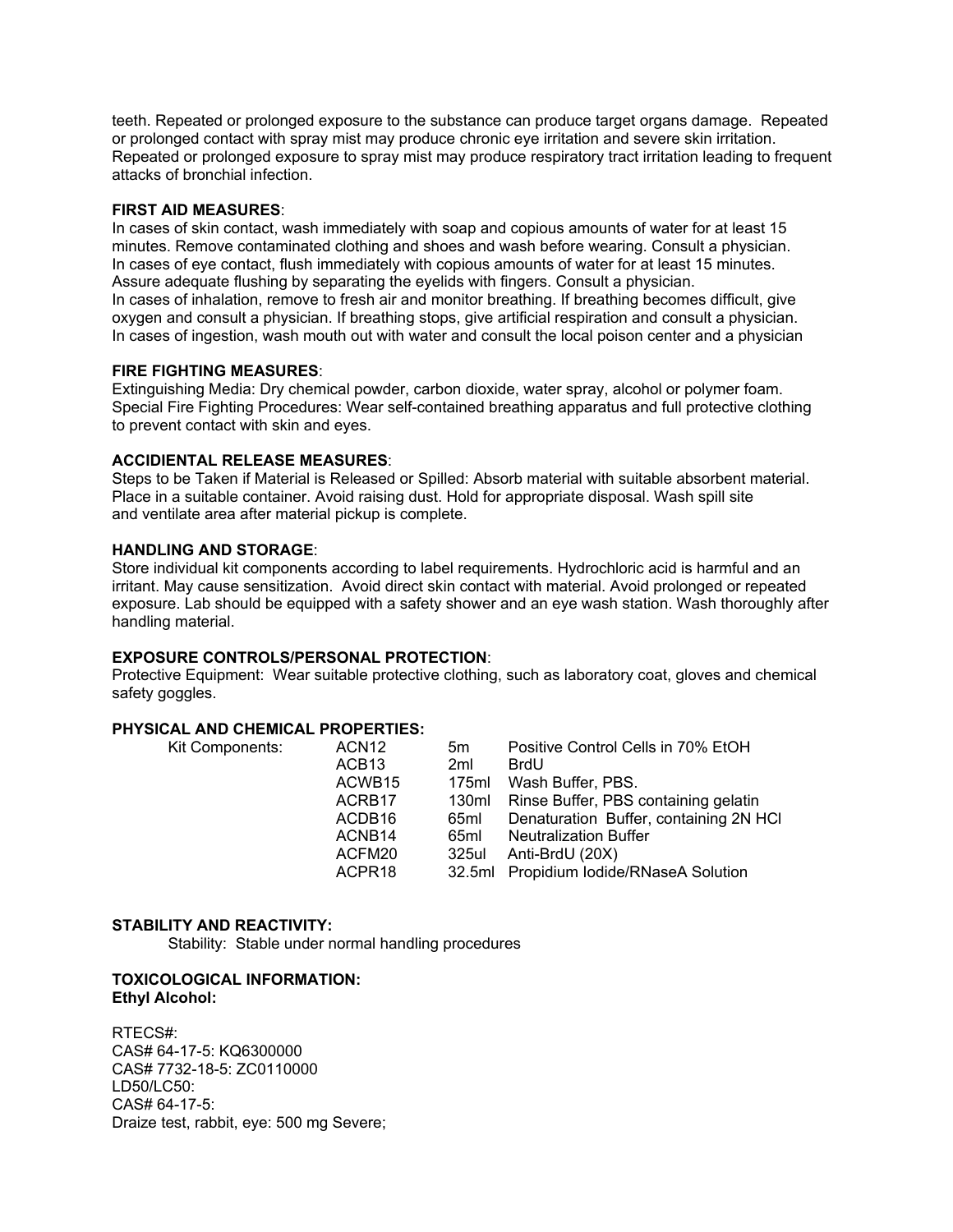teeth. Repeated or prolonged exposure to the substance can produce target organs damage. Repeated or prolonged contact with spray mist may produce chronic eye irritation and severe skin irritation. Repeated or prolonged exposure to spray mist may produce respiratory tract irritation leading to frequent attacks of bronchial infection.

**FIRST AID MEASURES**:

In cases of skin contact, wash immediately with soap and copious amounts of water for at least 15 minutes. Remove contaminated clothing and shoes and wash before wearing. Consult a physician.
In cases of eye contact, flush immediately with copious amounts of water for at least 15 minutes. Assure adequate flushing by separating the eyelids with fingers. Consult a physician.
In cases of inhalation, remove to fresh air and monitor breathing. If breathing becomes difficult, give oxygen and consult a physician. If breathing stops, give artificial respiration and consult a physician.
In cases of ingestion, wash mouth out with water and consult the local poison center and a physician

**FIRE FIGHTING MEASURES**:

Extinguishing Media: Dry chemical powder, carbon dioxide, water spray, alcohol or polymer foam.
Special Fire Fighting Procedures: Wear self-contained breathing apparatus and full protective clothing to prevent contact with skin and eyes.

**ACCIDENTIAL RELEASE MEASURES**:

Steps to be Taken if Material is Released or Spilled: Absorb material with suitable absorbent material. Place in a suitable container. Avoid raising dust. Hold for appropriate disposal. Wash spill site and ventilate area after material pickup is complete.

**HANDLING AND STORAGE**:

Store individual kit components according to label requirements. Hydrochloric acid is harmful and an irritant. May cause sensitization. Avoid direct skin contact with material. Avoid prolonged or repeated exposure. Lab should be equipped with a safety shower and an eye wash station. Wash thoroughly after handling material.

**EXPOSURE CONTROLS/PERSONAL PROTECTION**:

Protective Equipment: Wear suitable protective clothing, such as laboratory coat, gloves and chemical safety goggles.

**PHYSICAL AND CHEMICAL PROPERTIES:**

| Kit Components: | | | |
|---|---|---|---|
| | ACN12 | 5m | Positive Control Cells in 70% EtOH |
| | ACB13 | 2ml | BrdU |
| | ACWB15 | 175ml | Wash Buffer, PBS. |
| | ACRB17 | 130ml | Rinse Buffer, PBS containing gelatin |
| | ACDB16 | 65ml | Denaturation Buffer, containing 2N HCl |
| | ACNB14 | 65ml | Neutralization Buffer |
| | ACFM20 | 325ul | Anti-BrdU (20X) |
| | ACPR18 | 32.5ml | Propidium Iodide/RNaseA Solution |

**STABILITY AND REACTIVITY:**

Stability: Stable under normal handling procedures

**TOXICOLOGICAL INFORMATION:**
**Ethyl Alcohol:**

RTECS#:
CAS# 64-17-5: KQ6300000
CAS# 7732-18-5: ZC0110000
LD50/LC50:
CAS# 64-17-5:
Draize test, rabbit, eye: 500 mg Severe;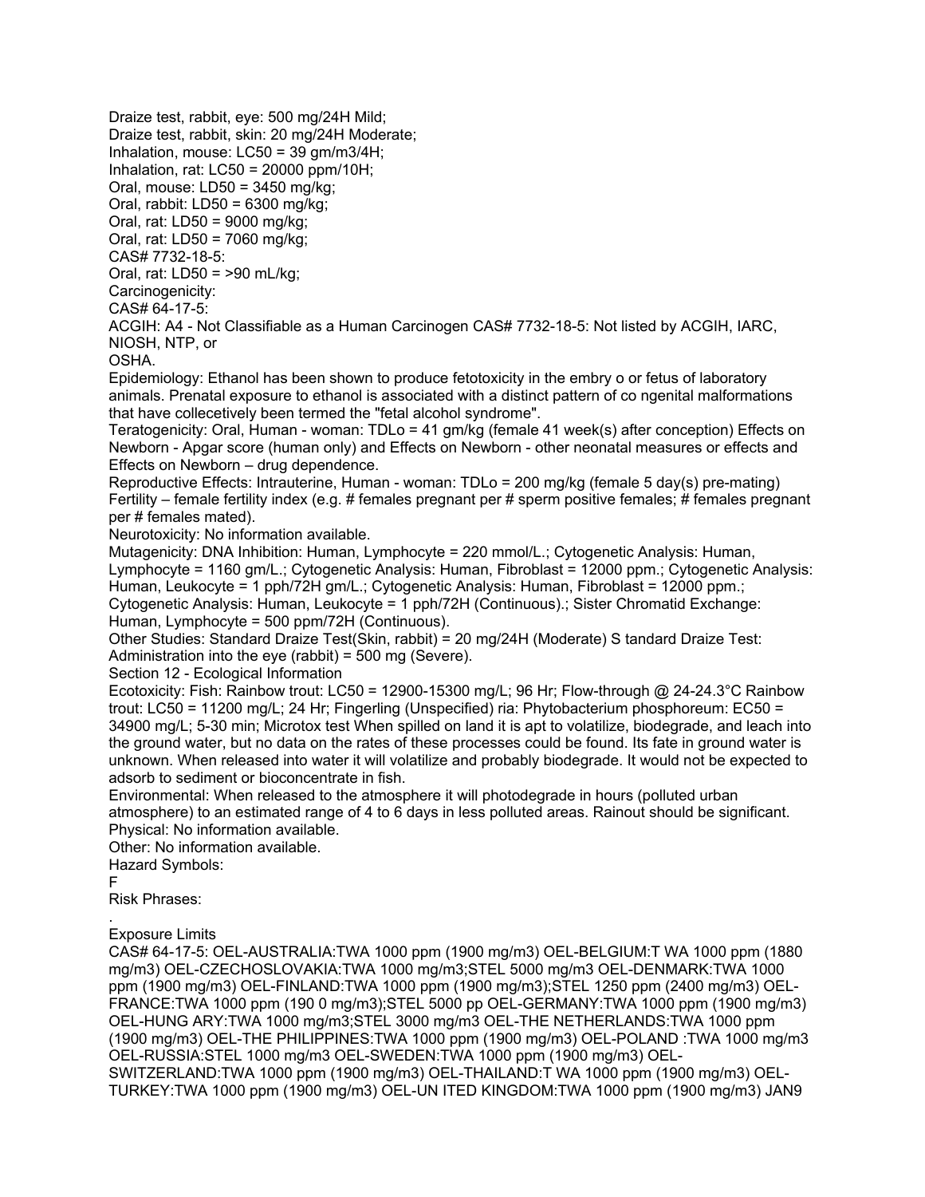Draize test, rabbit, eye: 500 mg/24H Mild;
Draize test, rabbit, skin: 20 mg/24H Moderate;
Inhalation, mouse: LC50 = 39 gm/m3/4H;
Inhalation, rat: LC50 = 20000 ppm/10H;
Oral, mouse: LD50 = 3450 mg/kg;
Oral, rabbit: LD50 = 6300 mg/kg;
Oral, rat: LD50 = 9000 mg/kg;
Oral, rat: LD50 = 7060 mg/kg;
CAS# 7732-18-5:
Oral, rat: LD50 = >90 mL/kg;
Carcinogenicity:
CAS# 64-17-5:
ACGIH: A4 - Not Classifiable as a Human Carcinogen CAS# 7732-18-5: Not listed by ACGIH, IARC, NIOSH, NTP, or
OSHA.
Epidemiology: Ethanol has been shown to produce fetotoxicity in the embry o or fetus of laboratory animals. Prenatal exposure to ethanol is associated with a distinct pattern of co ngenital malformations that have collecevitely been termed the "fetal alcohol syndrome".
Teratogenicity: Oral, Human - woman: TDLo = 41 gm/kg (female 41 week(s) after conception) Effects on Newborn - Apgar score (human only) and Effects on Newborn - other neonatal measures or effects and Effects on Newborn – drug dependence.
Reproductive Effects: Intrauterine, Human - woman: TDLo = 200 mg/kg (female 5 day(s) pre-mating) Fertility – female fertility index (e.g. # females pregnant per # sperm positive females; # females pregnant per # females mated).
Neurotoxicity: No information available.
Mutagenicity: DNA Inhibition: Human, Lymphocyte = 220 mmol/L.; Cytogenetic Analysis: Human, Lymphocyte = 1160 gm/L.; Cytogenetic Analysis: Human, Fibroblast = 12000 ppm.; Cytogenetic Analysis: Human, Leukocyte = 1 pph/72H gm/L.; Cytogenetic Analysis: Human, Fibroblast = 12000 ppm.; Cytogenetic Analysis: Human, Leukocyte = 1 pph/72H (Continuous).; Sister Chromatid Exchange: Human, Lymphocyte = 500 ppm/72H (Continuous).
Other Studies: Standard Draize Test(Skin, rabbit) = 20 mg/24H (Moderate) S tandard Draize Test: Administration into the eye (rabbit) = 500 mg (Severe).

## Section 12 - Ecological Information

Ecotoxicity: Fish: Rainbow trout: LC50 = 12900-15300 mg/L; 96 Hr; Flow-through @ 24-24.3°C Rainbow trout: LC50 = 11200 mg/L; 24 Hr; Fingerling (Unspecified) ria: Phytobacterium phosphoreum: EC50 = 34900 mg/L; 5-30 min; Microtox test When spilled on land it is apt to volatilize, biodegrade, and leach into the ground water, but no data on the rates of these processes could be found. Its fate in ground water is unknown. When released into water it will volatilize and probably biodegrade. It would not be expected to adsorb to sediment or bioconcentrate in fish.
Environmental: When released to the atmosphere it will photodegrade in hours (polluted urban atmosphere) to an estimated range of 4 to 6 days in less polluted areas. Rainout should be significant.
Physical: No information available.
Other: No information available.
Hazard Symbols:
F
Risk Phrases:
.
Exposure Limits
CAS# 64-17-5: OEL-AUSTRALIA:TWA 1000 ppm (1900 mg/m3) OEL-BELGIUM:T WA 1000 ppm (1880 mg/m3) OEL-CZECHOSLOVAKIA:TWA 1000 mg/m3;STEL 5000 mg/m3 OEL-DENMARK:TWA 1000 ppm (1900 mg/m3) OEL-FINLAND:TWA 1000 ppm (1900 mg/m3);STEL 1250 ppm (2400 mg/m3) OEL-FRANCE:TWA 1000 ppm (190 0 mg/m3);STEL 5000 pp OEL-GERMANY:TWA 1000 ppm (1900 mg/m3) OEL-HUNG ARY:TWA 1000 mg/m3;STEL 3000 mg/m3 OEL-THE NETHERLANDS:TWA 1000 ppm (1900 mg/m3) OEL-THE PHILIPPINES:TWA 1000 ppm (1900 mg/m3) OEL-POLAND :TWA 1000 mg/m3 OEL-RUSSIA:STEL 1000 mg/m3 OEL-SWEDEN:TWA 1000 ppm (1900 mg/m3) OEL-SWITZERLAND:TWA 1000 ppm (1900 mg/m3) OEL-THAILAND:T WA 1000 ppm (1900 mg/m3) OEL-TURKEY:TWA 1000 ppm (1900 mg/m3) OEL-UN ITED KINGDOM:TWA 1000 ppm (1900 mg/m3) JAN9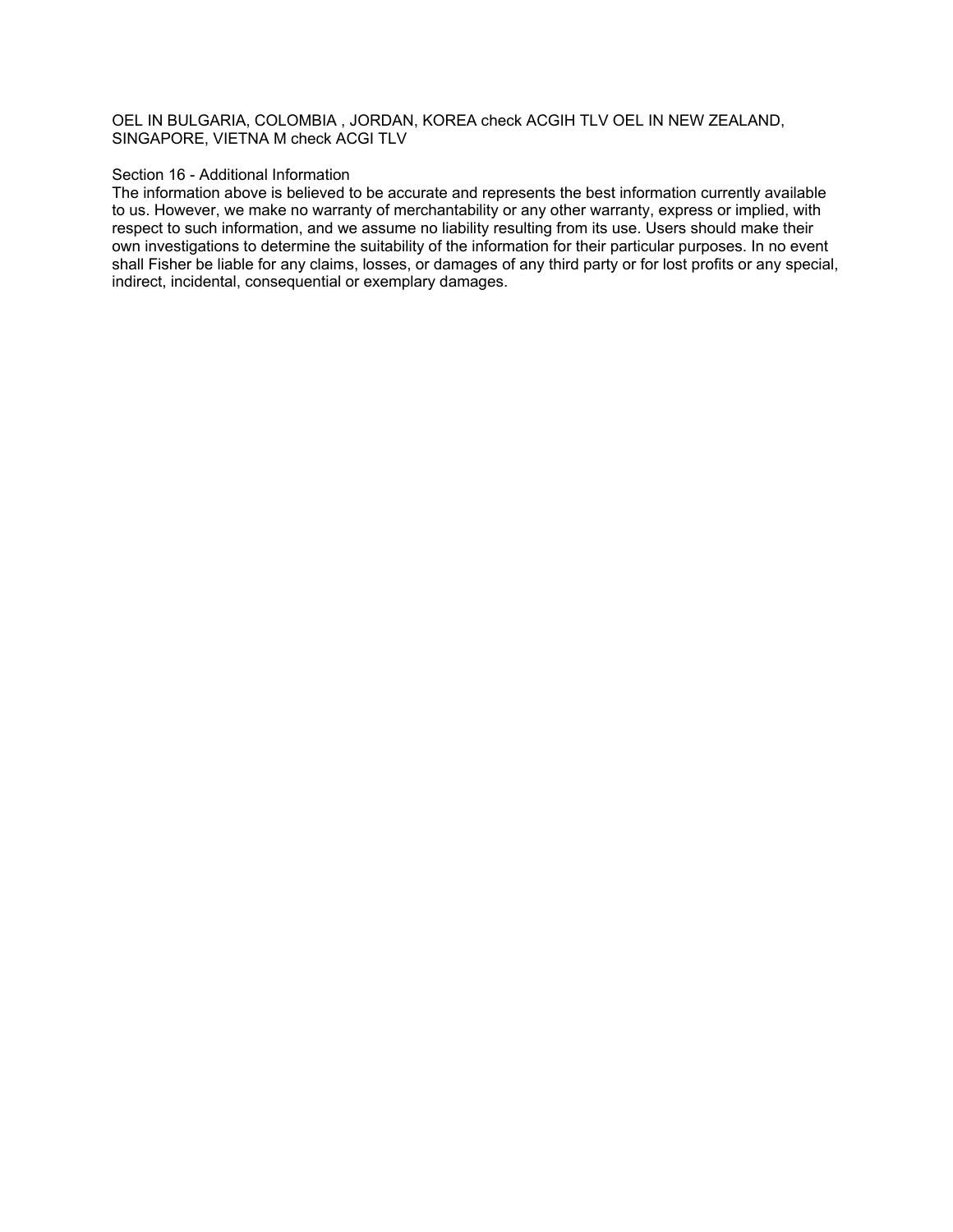OEL IN BULGARIA, COLOMBIA , JORDAN, KOREA check ACGIH TLV OEL IN NEW ZEALAND, SINGAPORE, VIETNA M check ACGI TLV

## Section 16 - Additional Information

The information above is believed to be accurate and represents the best information currently available to us. However, we make no warranty of merchantability or any other warranty, express or implied, with respect to such information, and we assume no liability resulting from its use. Users should make their own investigations to determine the suitability of the information for their particular purposes. In no event shall Fisher be liable for any claims, losses, or damages of any third party or for lost profits or any special, indirect, incidental, consequential or exemplary damages.